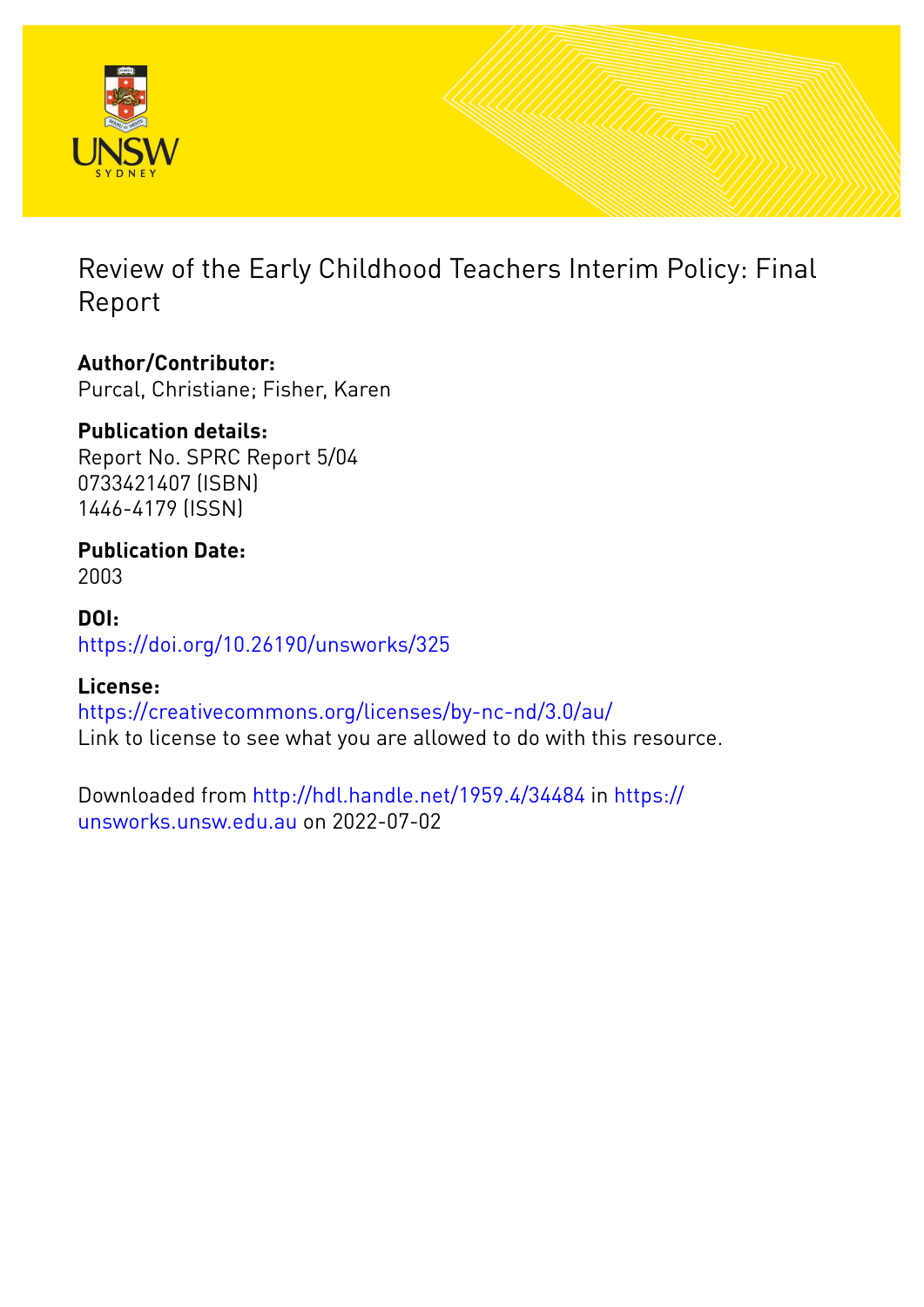# Review of the Early Childhood Teachers Interim Policy: Final Report

**Author/Contributor:**
Purcal, Christiane; Fisher, Karen

**Publication details:**
Report No. SPRC Report 5/04
0733421407 (ISBN)
1446-4179 (ISSN)

**Publication Date:**
2003

**DOI:**
https://doi.org/10.26190/unsworks/325

**License:**
https://creativecommons.org/licenses/by-nc-nd/3.0/au/
Link to license to see what you are allowed to do with this resource.

Downloaded from http://hdl.handle.net/1959.4/34484 in https://unsworks.unsw.edu.au on 2022-07-02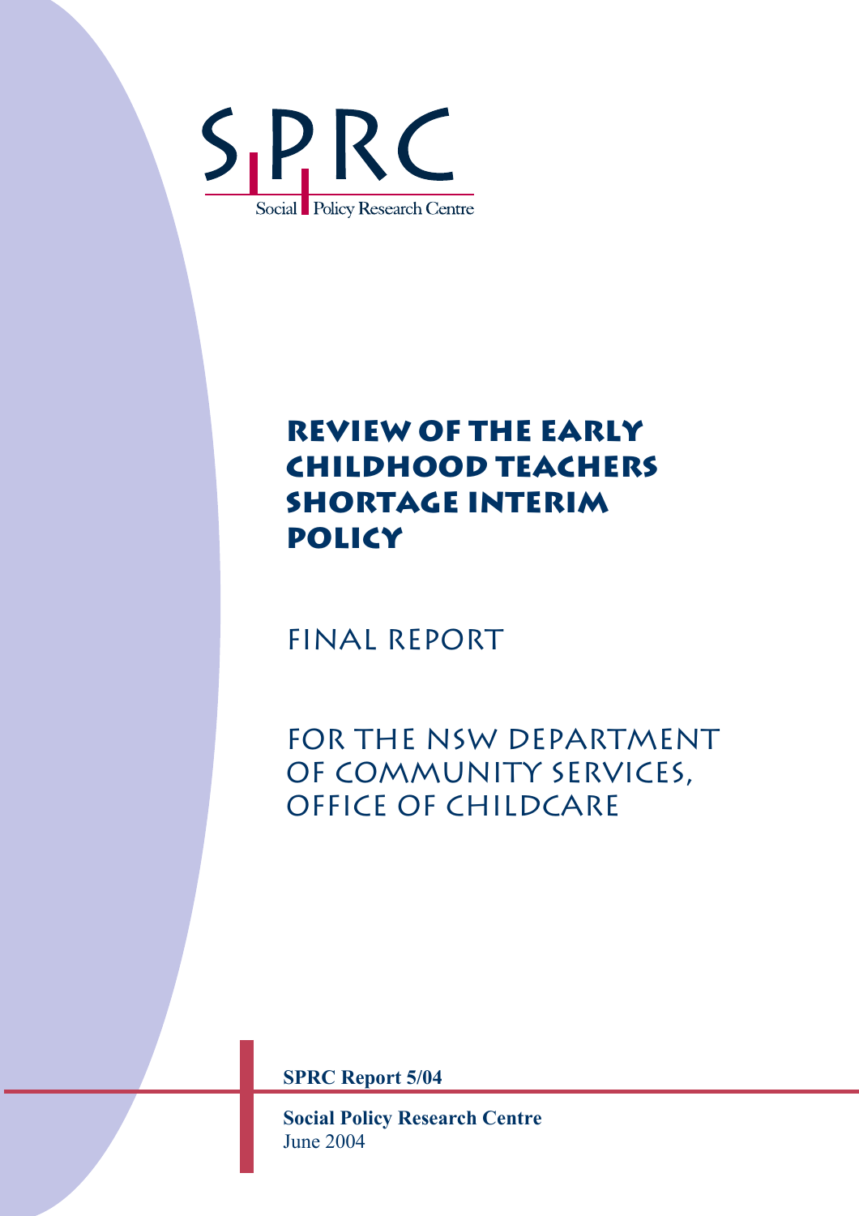SPRC

Social Policy Research Centre

# Review of the Early Childhood Teachers Shortage Interim Policy

## Final Report

## For the NSW Department of Community Services, Office of Childcare

**SPRC Report 5/04**

**Social Policy Research Centre**
June 2004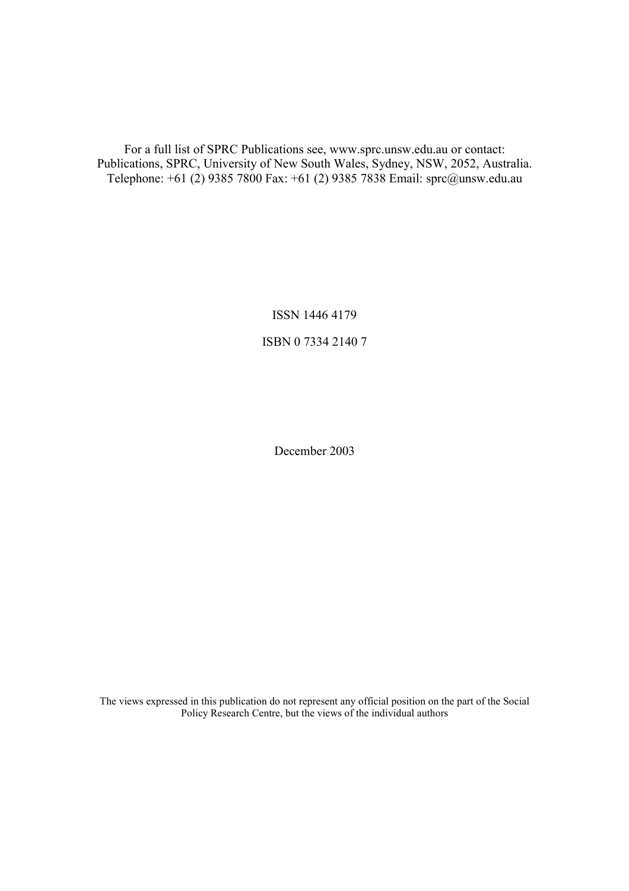For a full list of SPRC Publications see, www.sprc.unsw.edu.au or contact:
Publications, SPRC, University of New South Wales, Sydney, NSW, 2052, Australia.
Telephone: +61 (2) 9385 7800 Fax: +61 (2) 9385 7838 Email: sprc@unsw.edu.au

ISSN 1446 4179

ISBN 0 7334 2140 7

December 2003

The views expressed in this publication do not represent any official position on the part of the Social Policy Research Centre, but the views of the individual authors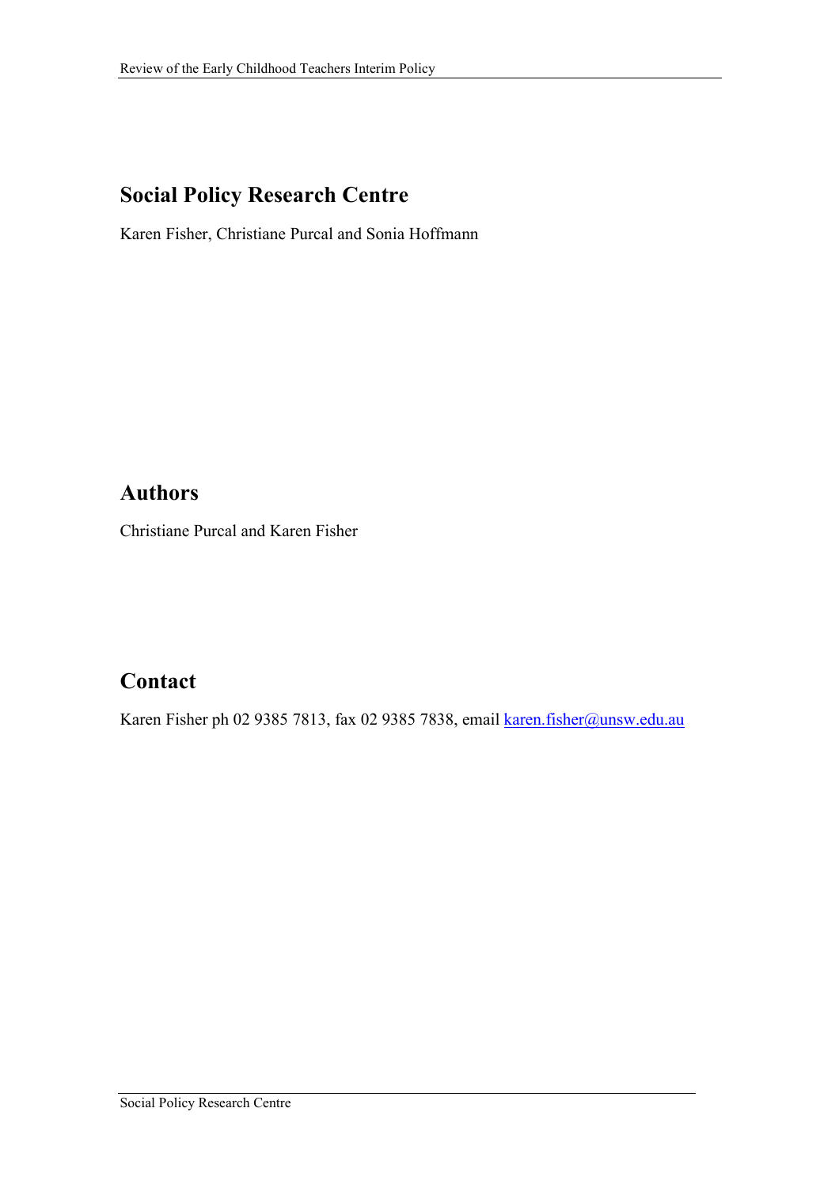## Social Policy Research Centre

Karen Fisher, Christiane Purcal and Sonia Hoffmann

## Authors

Christiane Purcal and Karen Fisher

## Contact

Karen Fisher ph 02 9385 7813, fax 02 9385 7838, email karen.fisher@unsw.edu.au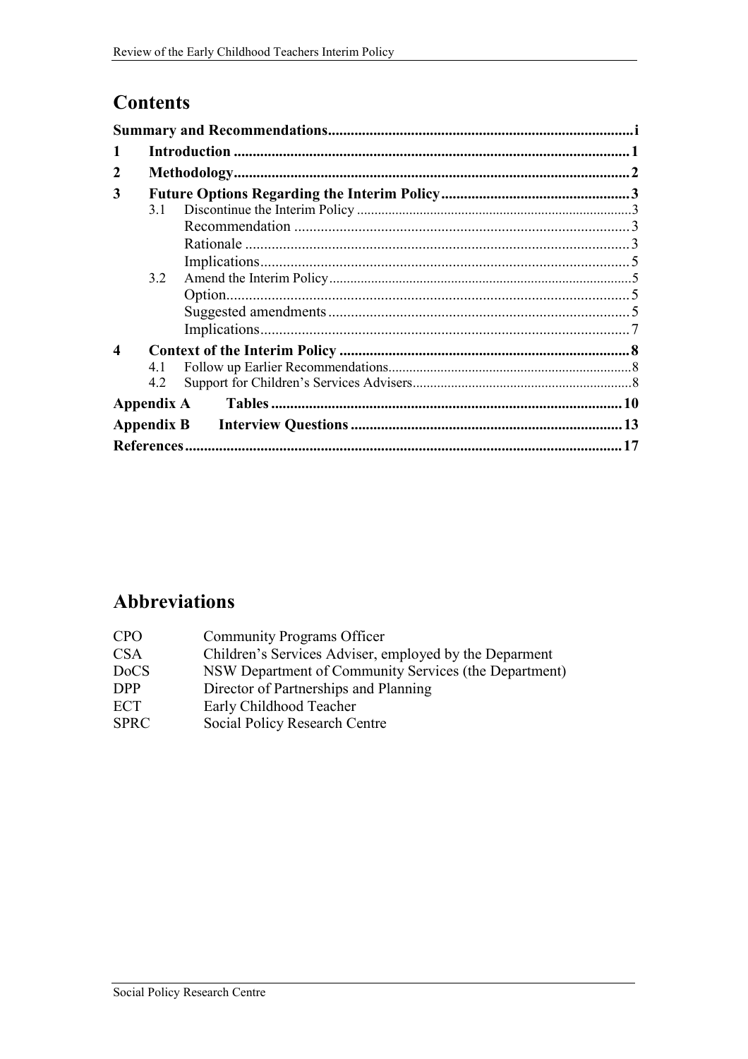# Contents

**Summary and Recommendations** ..... i

**1 Introduction** ..... 1

**2 Methodology** ..... 2

**3 Future Options Regarding the Interim Policy** ..... 3

- 3.1 Discontinue the Interim Policy ..... 3
  - Recommendation ..... 3
  - Rationale ..... 3
  - Implications ..... 5
- 3.2 Amend the Interim Policy ..... 5
  - Option ..... 5
  - Suggested amendments ..... 5
  - Implications ..... 7

**4 Context of the Interim Policy** ..... 8

- 4.1 Follow up Earlier Recommendations ..... 8
- 4.2 Support for Children's Services Advisers ..... 8

**Appendix A Tables** ..... 10

**Appendix B Interview Questions** ..... 13

**References** ..... 17

# Abbreviations

| | |
|---|---|
| CPO | Community Programs Officer |
| CSA | Children's Services Adviser, employed by the Deparment |
| DoCS | NSW Department of Community Services (the Department) |
| DPP | Director of Partnerships and Planning |
| ECT | Early Childhood Teacher |
| SPRC | Social Policy Research Centre |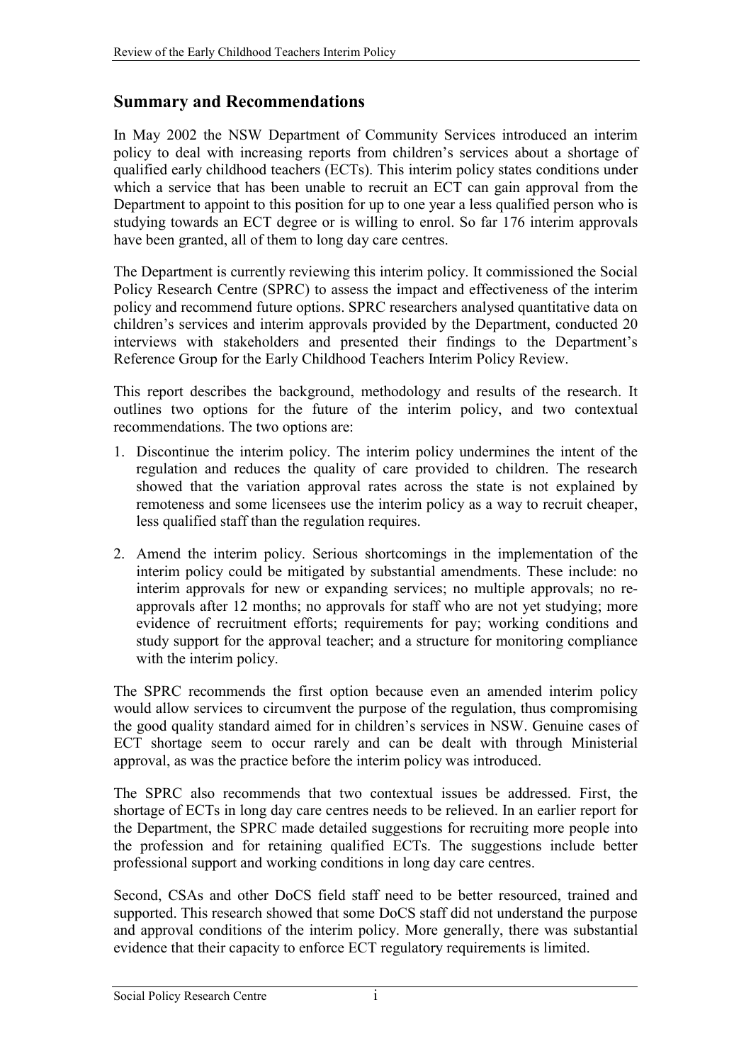## Summary and Recommendations

In May 2002 the NSW Department of Community Services introduced an interim policy to deal with increasing reports from children's services about a shortage of qualified early childhood teachers (ECTs). This interim policy states conditions under which a service that has been unable to recruit an ECT can gain approval from the Department to appoint to this position for up to one year a less qualified person who is studying towards an ECT degree or is willing to enrol. So far 176 interim approvals have been granted, all of them to long day care centres.

The Department is currently reviewing this interim policy. It commissioned the Social Policy Research Centre (SPRC) to assess the impact and effectiveness of the interim policy and recommend future options. SPRC researchers analysed quantitative data on children's services and interim approvals provided by the Department, conducted 20 interviews with stakeholders and presented their findings to the Department's Reference Group for the Early Childhood Teachers Interim Policy Review.

This report describes the background, methodology and results of the research. It outlines two options for the future of the interim policy, and two contextual recommendations. The two options are:

1. Discontinue the interim policy. The interim policy undermines the intent of the regulation and reduces the quality of care provided to children. The research showed that the variation approval rates across the state is not explained by remoteness and some licensees use the interim policy as a way to recruit cheaper, less qualified staff than the regulation requires.
2. Amend the interim policy. Serious shortcomings in the implementation of the interim policy could be mitigated by substantial amendments. These include: no interim approvals for new or expanding services; no multiple approvals; no re-approvals after 12 months; no approvals for staff who are not yet studying; more evidence of recruitment efforts; requirements for pay; working conditions and study support for the approval teacher; and a structure for monitoring compliance with the interim policy.

The SPRC recommends the first option because even an amended interim policy would allow services to circumvent the purpose of the regulation, thus compromising the good quality standard aimed for in children's services in NSW. Genuine cases of ECT shortage seem to occur rarely and can be dealt with through Ministerial approval, as was the practice before the interim policy was introduced.

The SPRC also recommends that two contextual issues be addressed. First, the shortage of ECTs in long day care centres needs to be relieved. In an earlier report for the Department, the SPRC made detailed suggestions for recruiting more people into the profession and for retaining qualified ECTs. The suggestions include better professional support and working conditions in long day care centres.

Second, CSAs and other DoCS field staff need to be better resourced, trained and supported. This research showed that some DoCS staff did not understand the purpose and approval conditions of the interim policy. More generally, there was substantial evidence that their capacity to enforce ECT regulatory requirements is limited.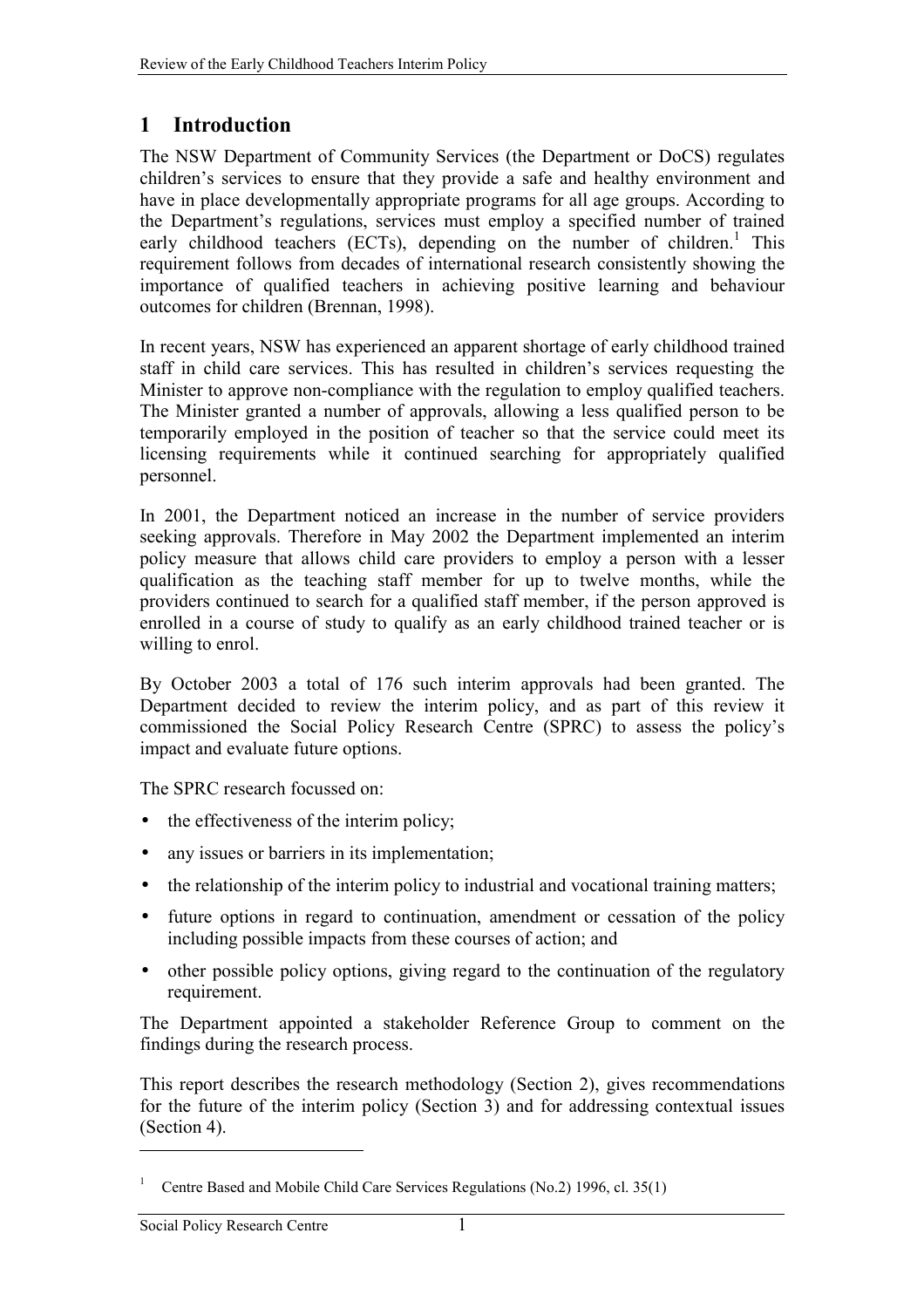# 1 Introduction

The NSW Department of Community Services (the Department or DoCS) regulates children's services to ensure that they provide a safe and healthy environment and have in place developmentally appropriate programs for all age groups. According to the Department's regulations, services must employ a specified number of trained early childhood teachers (ECTs), depending on the number of children.[1] This requirement follows from decades of international research consistently showing the importance of qualified teachers in achieving positive learning and behaviour outcomes for children (Brennan, 1998).

In recent years, NSW has experienced an apparent shortage of early childhood trained staff in child care services. This has resulted in children's services requesting the Minister to approve non-compliance with the regulation to employ qualified teachers. The Minister granted a number of approvals, allowing a less qualified person to be temporarily employed in the position of teacher so that the service could meet its licensing requirements while it continued searching for appropriately qualified personnel.

In 2001, the Department noticed an increase in the number of service providers seeking approvals. Therefore in May 2002 the Department implemented an interim policy measure that allows child care providers to employ a person with a lesser qualification as the teaching staff member for up to twelve months, while the providers continued to search for a qualified staff member, if the person approved is enrolled in a course of study to qualify as an early childhood trained teacher or is willing to enrol.

By October 2003 a total of 176 such interim approvals had been granted. The Department decided to review the interim policy, and as part of this review it commissioned the Social Policy Research Centre (SPRC) to assess the policy's impact and evaluate future options.

The SPRC research focussed on:

- the effectiveness of the interim policy;
- any issues or barriers in its implementation;
- the relationship of the interim policy to industrial and vocational training matters;
- future options in regard to continuation, amendment or cessation of the policy including possible impacts from these courses of action; and
- other possible policy options, giving regard to the continuation of the regulatory requirement.

The Department appointed a stakeholder Reference Group to comment on the findings during the research process.

This report describes the research methodology (Section 2), gives recommendations for the future of the interim policy (Section 3) and for addressing contextual issues (Section 4).

---

[1] Centre Based and Mobile Child Care Services Regulations (No.2) 1996, cl. 35(1)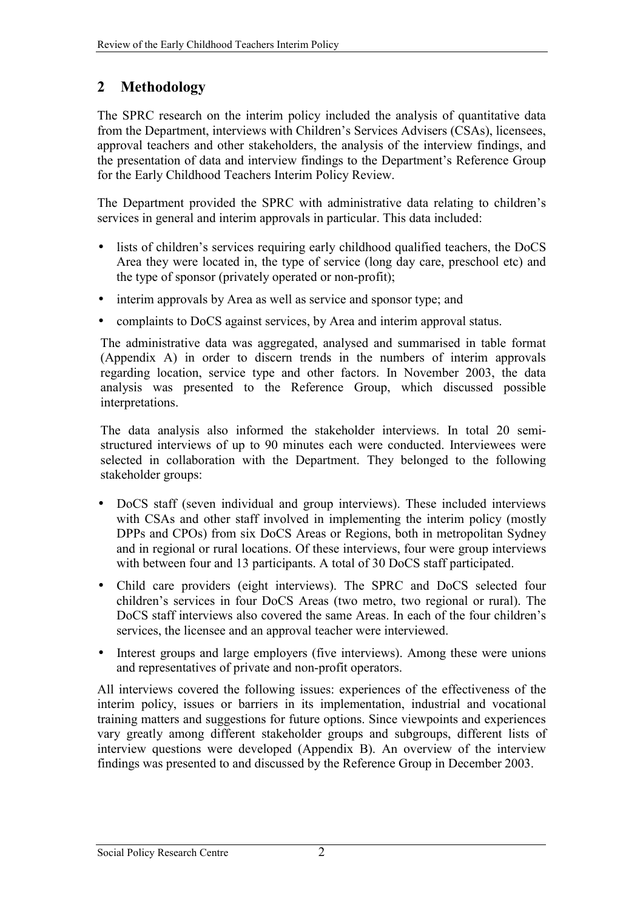## 2 Methodology

The SPRC research on the interim policy included the analysis of quantitative data from the Department, interviews with Children's Services Advisers (CSAs), licensees, approval teachers and other stakeholders, the analysis of the interview findings, and the presentation of data and interview findings to the Department's Reference Group for the Early Childhood Teachers Interim Policy Review.

The Department provided the SPRC with administrative data relating to children's services in general and interim approvals in particular. This data included:

- lists of children's services requiring early childhood qualified teachers, the DoCS Area they were located in, the type of service (long day care, preschool etc) and the type of sponsor (privately operated or non-profit);
- interim approvals by Area as well as service and sponsor type; and
- complaints to DoCS against services, by Area and interim approval status.

The administrative data was aggregated, analysed and summarised in table format (Appendix A) in order to discern trends in the numbers of interim approvals regarding location, service type and other factors. In November 2003, the data analysis was presented to the Reference Group, which discussed possible interpretations.

The data analysis also informed the stakeholder interviews. In total 20 semi-structured interviews of up to 90 minutes each were conducted. Interviewees were selected in collaboration with the Department. They belonged to the following stakeholder groups:

- DoCS staff (seven individual and group interviews). These included interviews with CSAs and other staff involved in implementing the interim policy (mostly DPPs and CPOs) from six DoCS Areas or Regions, both in metropolitan Sydney and in regional or rural locations. Of these interviews, four were group interviews with between four and 13 participants. A total of 30 DoCS staff participated.
- Child care providers (eight interviews). The SPRC and DoCS selected four children's services in four DoCS Areas (two metro, two regional or rural). The DoCS staff interviews also covered the same Areas. In each of the four children's services, the licensee and an approval teacher were interviewed.
- Interest groups and large employers (five interviews). Among these were unions and representatives of private and non-profit operators.

All interviews covered the following issues: experiences of the effectiveness of the interim policy, issues or barriers in its implementation, industrial and vocational training matters and suggestions for future options. Since viewpoints and experiences vary greatly among different stakeholder groups and subgroups, different lists of interview questions were developed (Appendix B). An overview of the interview findings was presented to and discussed by the Reference Group in December 2003.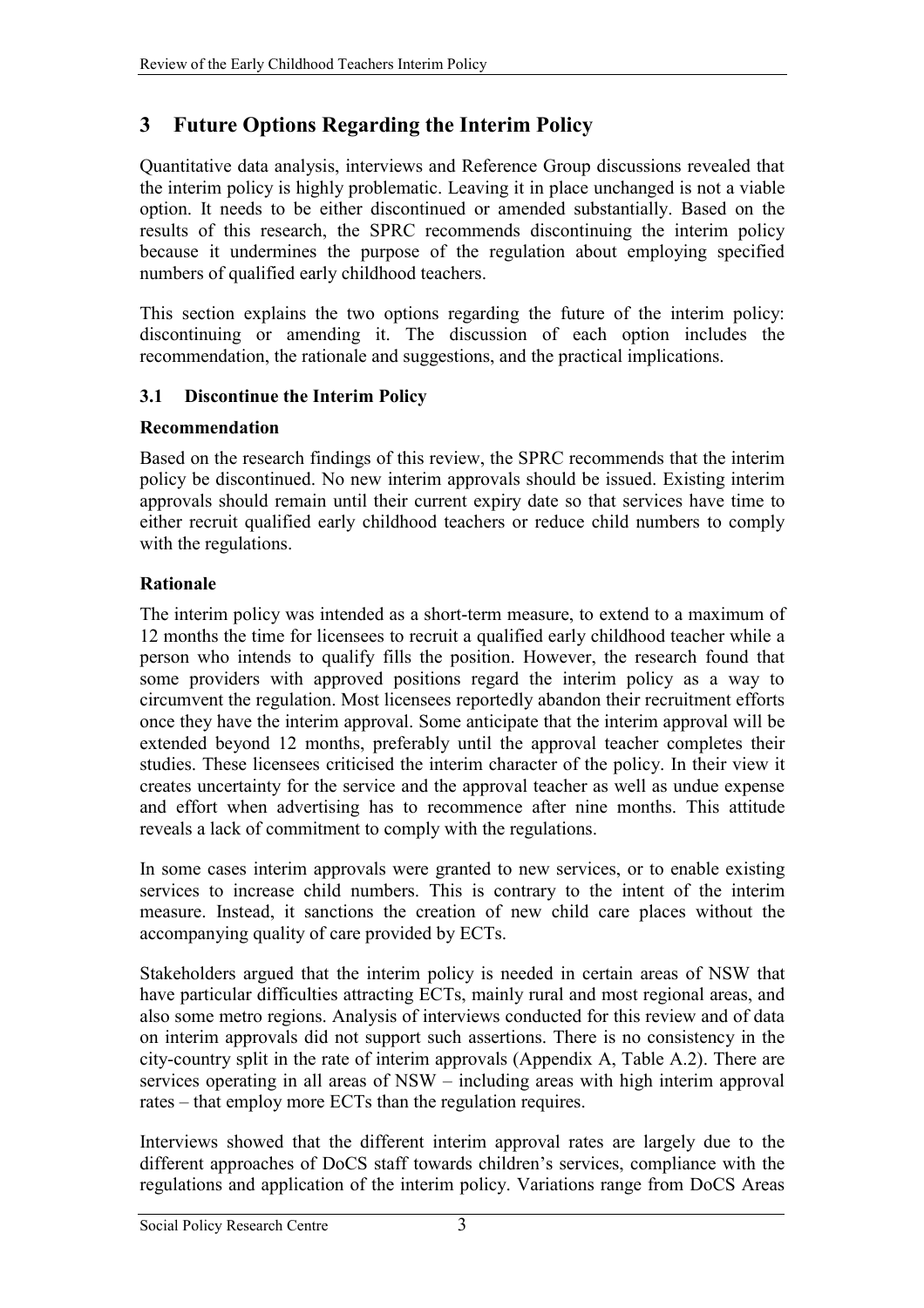# 3 Future Options Regarding the Interim Policy

Quantitative data analysis, interviews and Reference Group discussions revealed that the interim policy is highly problematic. Leaving it in place unchanged is not a viable option. It needs to be either discontinued or amended substantially. Based on the results of this research, the SPRC recommends discontinuing the interim policy because it undermines the purpose of the regulation about employing specified numbers of qualified early childhood teachers.

This section explains the two options regarding the future of the interim policy: discontinuing or amending it. The discussion of each option includes the recommendation, the rationale and suggestions, and the practical implications.

## 3.1 Discontinue the Interim Policy

### Recommendation

Based on the research findings of this review, the SPRC recommends that the interim policy be discontinued. No new interim approvals should be issued. Existing interim approvals should remain until their current expiry date so that services have time to either recruit qualified early childhood teachers or reduce child numbers to comply with the regulations.

### Rationale

The interim policy was intended as a short-term measure, to extend to a maximum of 12 months the time for licensees to recruit a qualified early childhood teacher while a person who intends to qualify fills the position. However, the research found that some providers with approved positions regard the interim policy as a way to circumvent the regulation. Most licensees reportedly abandon their recruitment efforts once they have the interim approval. Some anticipate that the interim approval will be extended beyond 12 months, preferably until the approval teacher completes their studies. These licensees criticised the interim character of the policy. In their view it creates uncertainty for the service and the approval teacher as well as undue expense and effort when advertising has to recommence after nine months. This attitude reveals a lack of commitment to comply with the regulations.

In some cases interim approvals were granted to new services, or to enable existing services to increase child numbers. This is contrary to the intent of the interim measure. Instead, it sanctions the creation of new child care places without the accompanying quality of care provided by ECTs.

Stakeholders argued that the interim policy is needed in certain areas of NSW that have particular difficulties attracting ECTs, mainly rural and most regional areas, and also some metro regions. Analysis of interviews conducted for this review and of data on interim approvals did not support such assertions. There is no consistency in the city-country split in the rate of interim approvals (Appendix A, Table A.2). There are services operating in all areas of NSW – including areas with high interim approval rates – that employ more ECTs than the regulation requires.

Interviews showed that the different interim approval rates are largely due to the different approaches of DoCS staff towards children's services, compliance with the regulations and application of the interim policy. Variations range from DoCS Areas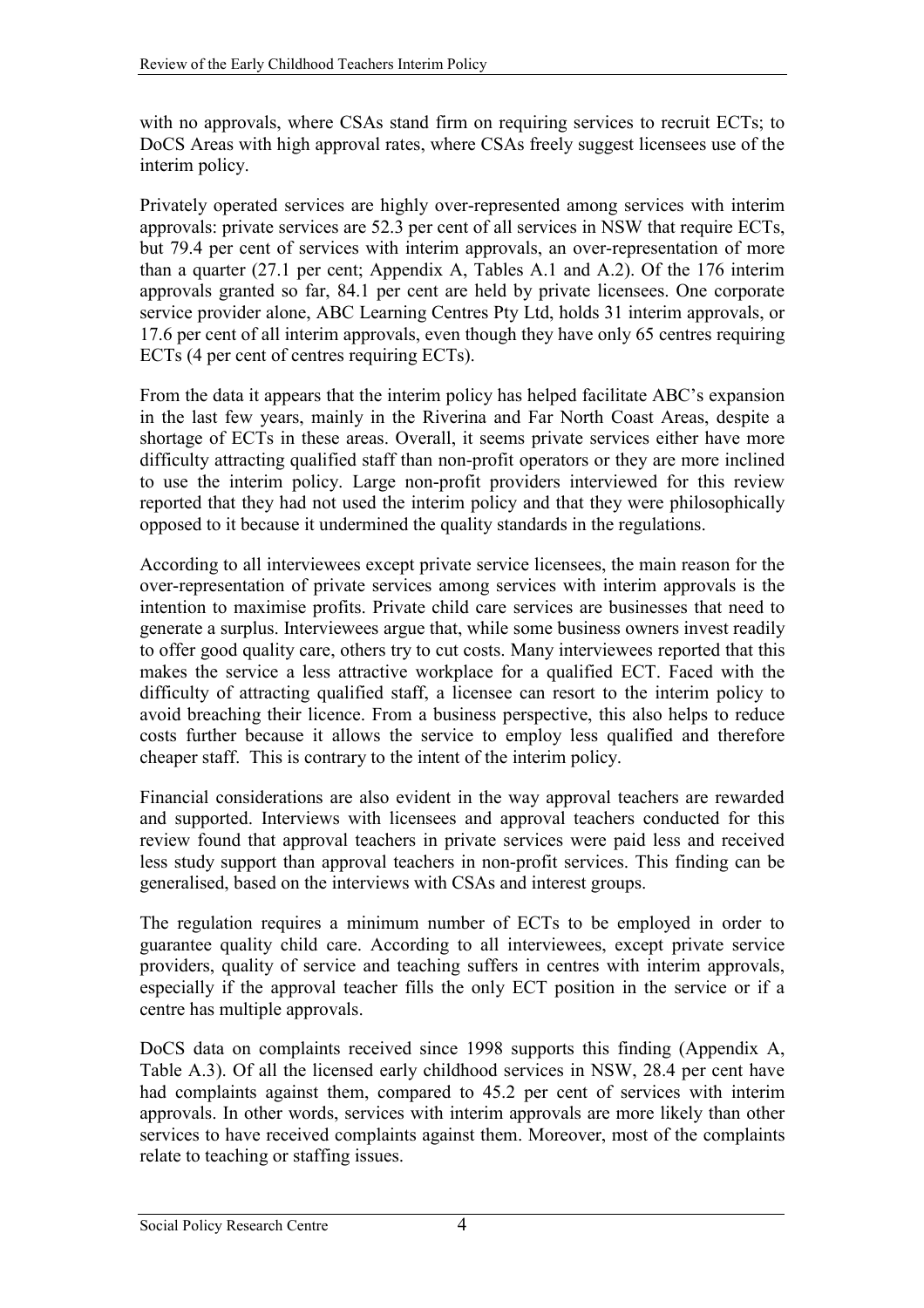with no approvals, where CSAs stand firm on requiring services to recruit ECTs; to DoCS Areas with high approval rates, where CSAs freely suggest licensees use of the interim policy.

Privately operated services are highly over-represented among services with interim approvals: private services are 52.3 per cent of all services in NSW that require ECTs, but 79.4 per cent of services with interim approvals, an over-representation of more than a quarter (27.1 per cent; Appendix A, Tables A.1 and A.2). Of the 176 interim approvals granted so far, 84.1 per cent are held by private licensees. One corporate service provider alone, ABC Learning Centres Pty Ltd, holds 31 interim approvals, or 17.6 per cent of all interim approvals, even though they have only 65 centres requiring ECTs (4 per cent of centres requiring ECTs).

From the data it appears that the interim policy has helped facilitate ABC's expansion in the last few years, mainly in the Riverina and Far North Coast Areas, despite a shortage of ECTs in these areas. Overall, it seems private services either have more difficulty attracting qualified staff than non-profit operators or they are more inclined to use the interim policy. Large non-profit providers interviewed for this review reported that they had not used the interim policy and that they were philosophically opposed to it because it undermined the quality standards in the regulations.

According to all interviewees except private service licensees, the main reason for the over-representation of private services among services with interim approvals is the intention to maximise profits. Private child care services are businesses that need to generate a surplus. Interviewees argue that, while some business owners invest readily to offer good quality care, others try to cut costs. Many interviewees reported that this makes the service a less attractive workplace for a qualified ECT. Faced with the difficulty of attracting qualified staff, a licensee can resort to the interim policy to avoid breaching their licence. From a business perspective, this also helps to reduce costs further because it allows the service to employ less qualified and therefore cheaper staff. This is contrary to the intent of the interim policy.

Financial considerations are also evident in the way approval teachers are rewarded and supported. Interviews with licensees and approval teachers conducted for this review found that approval teachers in private services were paid less and received less study support than approval teachers in non-profit services. This finding can be generalised, based on the interviews with CSAs and interest groups.

The regulation requires a minimum number of ECTs to be employed in order to guarantee quality child care. According to all interviewees, except private service providers, quality of service and teaching suffers in centres with interim approvals, especially if the approval teacher fills the only ECT position in the service or if a centre has multiple approvals.

DoCS data on complaints received since 1998 supports this finding (Appendix A, Table A.3). Of all the licensed early childhood services in NSW, 28.4 per cent have had complaints against them, compared to 45.2 per cent of services with interim approvals. In other words, services with interim approvals are more likely than other services to have received complaints against them. Moreover, most of the complaints relate to teaching or staffing issues.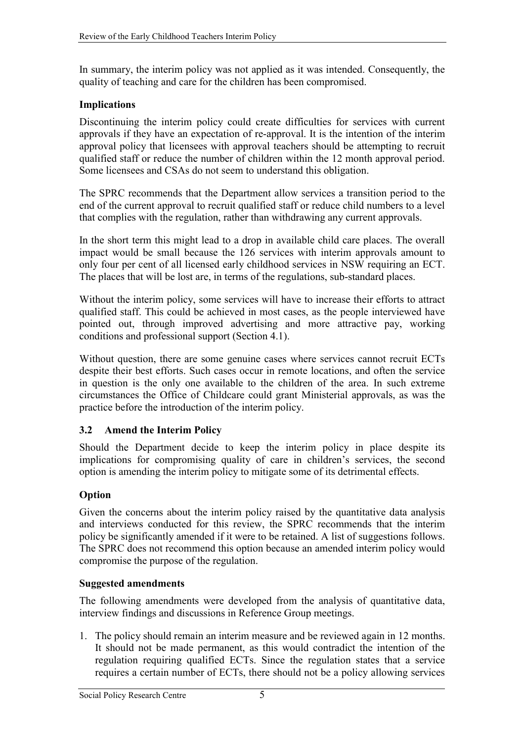In summary, the interim policy was not applied as it was intended. Consequently, the quality of teaching and care for the children has been compromised.

**Implications**

Discontinuing the interim policy could create difficulties for services with current approvals if they have an expectation of re-approval. It is the intention of the interim approval policy that licensees with approval teachers should be attempting to recruit qualified staff or reduce the number of children within the 12 month approval period. Some licensees and CSAs do not seem to understand this obligation.

The SPRC recommends that the Department allow services a transition period to the end of the current approval to recruit qualified staff or reduce child numbers to a level that complies with the regulation, rather than withdrawing any current approvals.

In the short term this might lead to a drop in available child care places. The overall impact would be small because the 126 services with interim approvals amount to only four per cent of all licensed early childhood services in NSW requiring an ECT. The places that will be lost are, in terms of the regulations, sub-standard places.

Without the interim policy, some services will have to increase their efforts to attract qualified staff. This could be achieved in most cases, as the people interviewed have pointed out, through improved advertising and more attractive pay, working conditions and professional support (Section 4.1).

Without question, there are some genuine cases where services cannot recruit ECTs despite their best efforts. Such cases occur in remote locations, and often the service in question is the only one available to the children of the area. In such extreme circumstances the Office of Childcare could grant Ministerial approvals, as was the practice before the introduction of the interim policy.

## 3.2 Amend the Interim Policy

Should the Department decide to keep the interim policy in place despite its implications for compromising quality of care in children's services, the second option is amending the interim policy to mitigate some of its detrimental effects.

**Option**

Given the concerns about the interim policy raised by the quantitative data analysis and interviews conducted for this review, the SPRC recommends that the interim policy be significantly amended if it were to be retained. A list of suggestions follows. The SPRC does not recommend this option because an amended interim policy would compromise the purpose of the regulation.

**Suggested amendments**

The following amendments were developed from the analysis of quantitative data, interview findings and discussions in Reference Group meetings.

1. The policy should remain an interim measure and be reviewed again in 12 months. It should not be made permanent, as this would contradict the intention of the regulation requiring qualified ECTs. Since the regulation states that a service requires a certain number of ECTs, there should not be a policy allowing services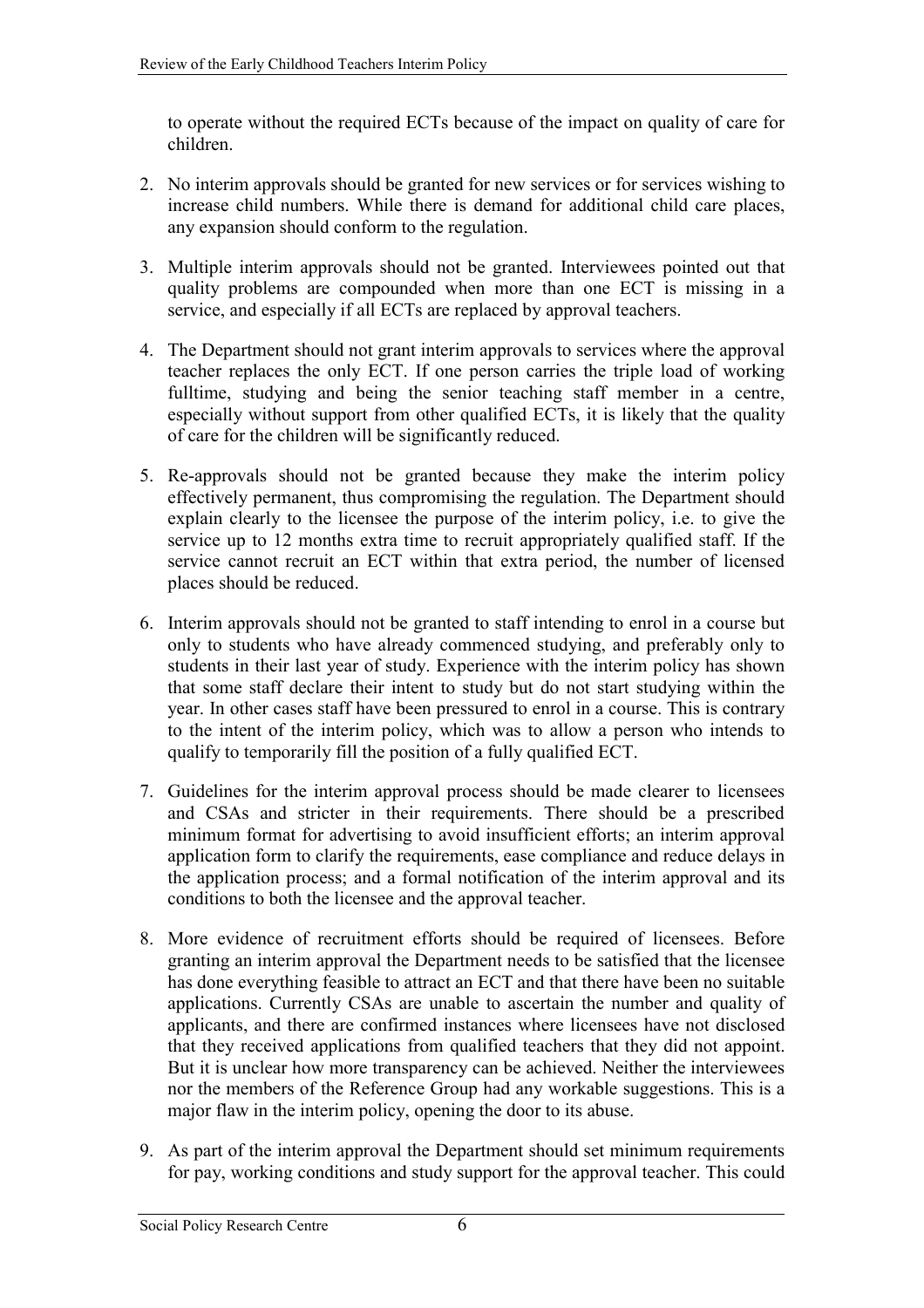to operate without the required ECTs because of the impact on quality of care for children.

2. No interim approvals should be granted for new services or for services wishing to increase child numbers. While there is demand for additional child care places, any expansion should conform to the regulation.

3. Multiple interim approvals should not be granted. Interviewees pointed out that quality problems are compounded when more than one ECT is missing in a service, and especially if all ECTs are replaced by approval teachers.

4. The Department should not grant interim approvals to services where the approval teacher replaces the only ECT. If one person carries the triple load of working fulltime, studying and being the senior teaching staff member in a centre, especially without support from other qualified ECTs, it is likely that the quality of care for the children will be significantly reduced.

5. Re-approvals should not be granted because they make the interim policy effectively permanent, thus compromising the regulation. The Department should explain clearly to the licensee the purpose of the interim policy, i.e. to give the service up to 12 months extra time to recruit appropriately qualified staff. If the service cannot recruit an ECT within that extra period, the number of licensed places should be reduced.

6. Interim approvals should not be granted to staff intending to enrol in a course but only to students who have already commenced studying, and preferably only to students in their last year of study. Experience with the interim policy has shown that some staff declare their intent to study but do not start studying within the year. In other cases staff have been pressured to enrol in a course. This is contrary to the intent of the interim policy, which was to allow a person who intends to qualify to temporarily fill the position of a fully qualified ECT.

7. Guidelines for the interim approval process should be made clearer to licensees and CSAs and stricter in their requirements. There should be a prescribed minimum format for advertising to avoid insufficient efforts; an interim approval application form to clarify the requirements, ease compliance and reduce delays in the application process; and a formal notification of the interim approval and its conditions to both the licensee and the approval teacher.

8. More evidence of recruitment efforts should be required of licensees. Before granting an interim approval the Department needs to be satisfied that the licensee has done everything feasible to attract an ECT and that there have been no suitable applications. Currently CSAs are unable to ascertain the number and quality of applicants, and there are confirmed instances where licensees have not disclosed that they received applications from qualified teachers that they did not appoint. But it is unclear how more transparency can be achieved. Neither the interviewees nor the members of the Reference Group had any workable suggestions. This is a major flaw in the interim policy, opening the door to its abuse.

9. As part of the interim approval the Department should set minimum requirements for pay, working conditions and study support for the approval teacher. This could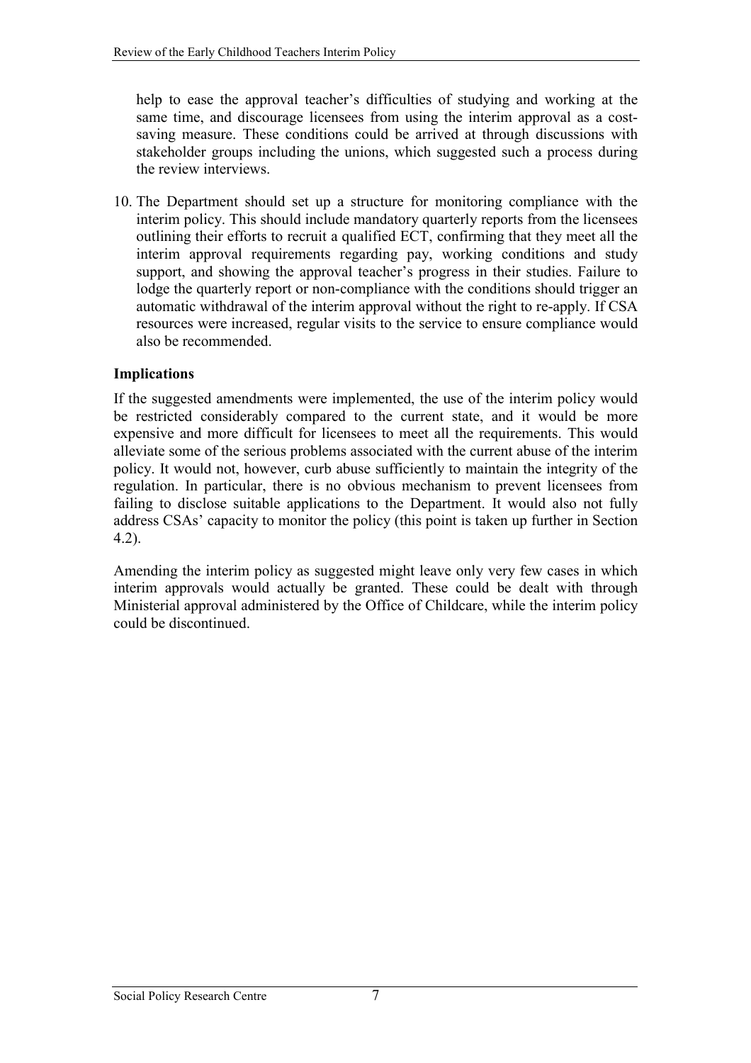help to ease the approval teacher's difficulties of studying and working at the same time, and discourage licensees from using the interim approval as a cost-saving measure. These conditions could be arrived at through discussions with stakeholder groups including the unions, which suggested such a process during the review interviews.

10. The Department should set up a structure for monitoring compliance with the interim policy. This should include mandatory quarterly reports from the licensees outlining their efforts to recruit a qualified ECT, confirming that they meet all the interim approval requirements regarding pay, working conditions and study support, and showing the approval teacher's progress in their studies. Failure to lodge the quarterly report or non-compliance with the conditions should trigger an automatic withdrawal of the interim approval without the right to re-apply. If CSA resources were increased, regular visits to the service to ensure compliance would also be recommended.

**Implications**

If the suggested amendments were implemented, the use of the interim policy would be restricted considerably compared to the current state, and it would be more expensive and more difficult for licensees to meet all the requirements. This would alleviate some of the serious problems associated with the current abuse of the interim policy. It would not, however, curb abuse sufficiently to maintain the integrity of the regulation. In particular, there is no obvious mechanism to prevent licensees from failing to disclose suitable applications to the Department. It would also not fully address CSAs' capacity to monitor the policy (this point is taken up further in Section 4.2).

Amending the interim policy as suggested might leave only very few cases in which interim approvals would actually be granted. These could be dealt with through Ministerial approval administered by the Office of Childcare, while the interim policy could be discontinued.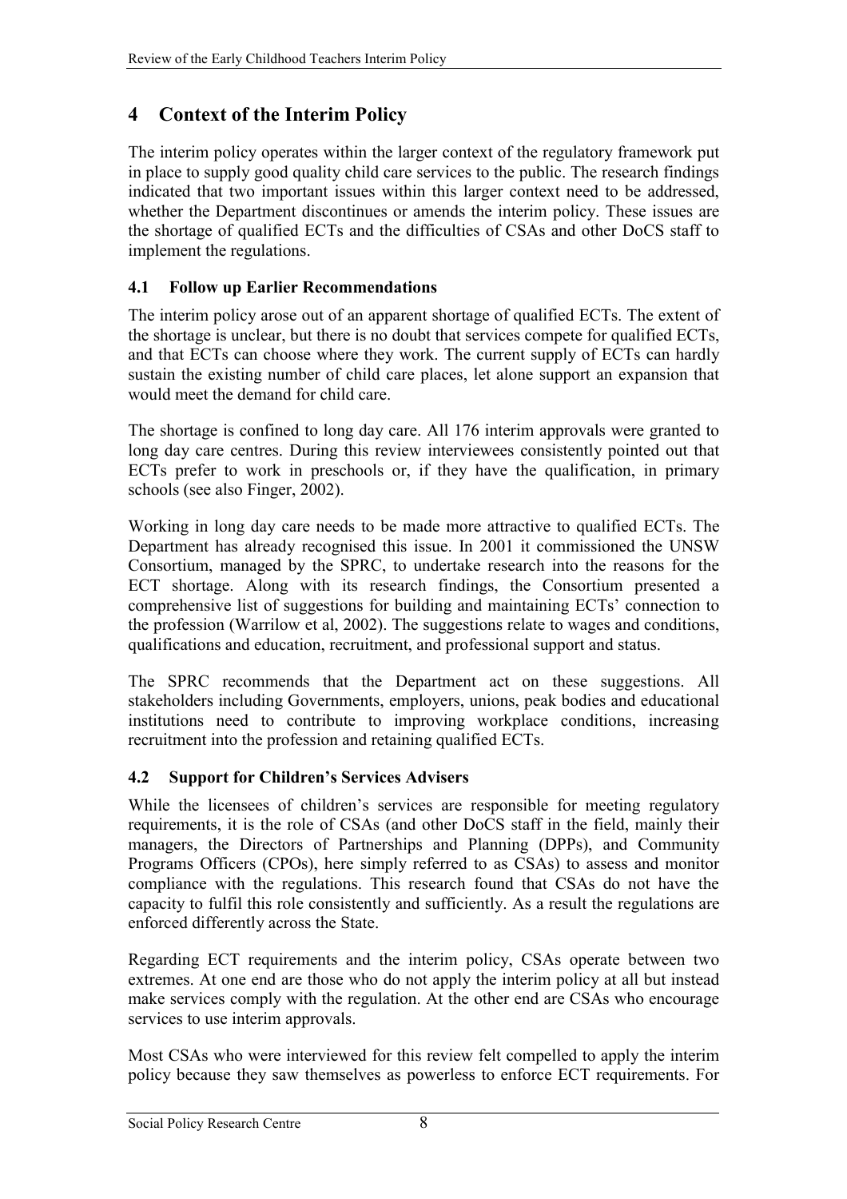# 4 Context of the Interim Policy

The interim policy operates within the larger context of the regulatory framework put in place to supply good quality child care services to the public. The research findings indicated that two important issues within this larger context need to be addressed, whether the Department discontinues or amends the interim policy. These issues are the shortage of qualified ECTs and the difficulties of CSAs and other DoCS staff to implement the regulations.

## 4.1 Follow up Earlier Recommendations

The interim policy arose out of an apparent shortage of qualified ECTs. The extent of the shortage is unclear, but there is no doubt that services compete for qualified ECTs, and that ECTs can choose where they work. The current supply of ECTs can hardly sustain the existing number of child care places, let alone support an expansion that would meet the demand for child care.

The shortage is confined to long day care. All 176 interim approvals were granted to long day care centres. During this review interviewees consistently pointed out that ECTs prefer to work in preschools or, if they have the qualification, in primary schools (see also Finger, 2002).

Working in long day care needs to be made more attractive to qualified ECTs. The Department has already recognised this issue. In 2001 it commissioned the UNSW Consortium, managed by the SPRC, to undertake research into the reasons for the ECT shortage. Along with its research findings, the Consortium presented a comprehensive list of suggestions for building and maintaining ECTs' connection to the profession (Warrilow et al, 2002). The suggestions relate to wages and conditions, qualifications and education, recruitment, and professional support and status.

The SPRC recommends that the Department act on these suggestions. All stakeholders including Governments, employers, unions, peak bodies and educational institutions need to contribute to improving workplace conditions, increasing recruitment into the profession and retaining qualified ECTs.

## 4.2 Support for Children's Services Advisers

While the licensees of children's services are responsible for meeting regulatory requirements, it is the role of CSAs (and other DoCS staff in the field, mainly their managers, the Directors of Partnerships and Planning (DPPs), and Community Programs Officers (CPOs), here simply referred to as CSAs) to assess and monitor compliance with the regulations. This research found that CSAs do not have the capacity to fulfil this role consistently and sufficiently. As a result the regulations are enforced differently across the State.

Regarding ECT requirements and the interim policy, CSAs operate between two extremes. At one end are those who do not apply the interim policy at all but instead make services comply with the regulation. At the other end are CSAs who encourage services to use interim approvals.

Most CSAs who were interviewed for this review felt compelled to apply the interim policy because they saw themselves as powerless to enforce ECT requirements. For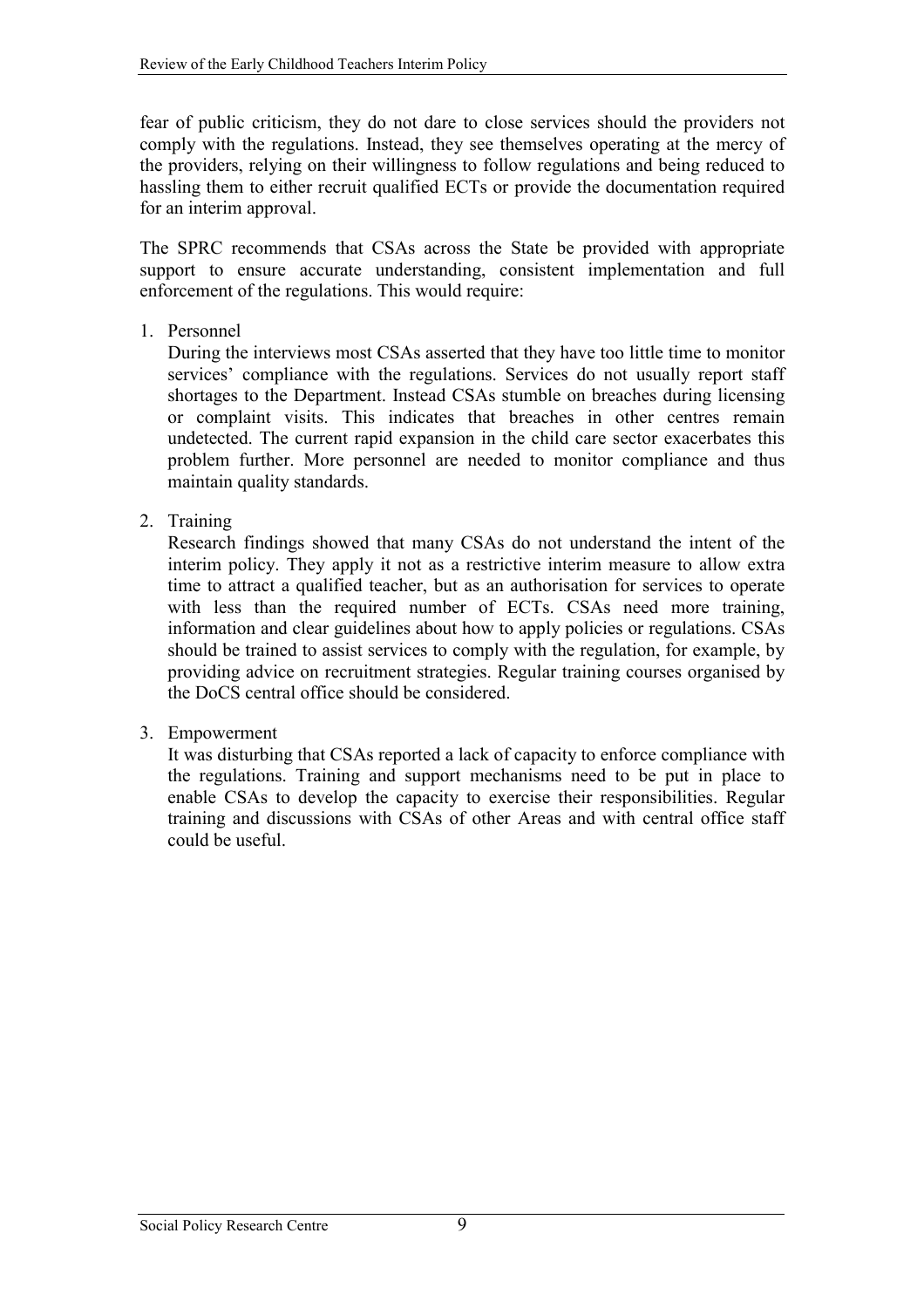fear of public criticism, they do not dare to close services should the providers not comply with the regulations. Instead, they see themselves operating at the mercy of the providers, relying on their willingness to follow regulations and being reduced to hassling them to either recruit qualified ECTs or provide the documentation required for an interim approval.

The SPRC recommends that CSAs across the State be provided with appropriate support to ensure accurate understanding, consistent implementation and full enforcement of the regulations. This would require:

1. Personnel

   During the interviews most CSAs asserted that they have too little time to monitor services' compliance with the regulations. Services do not usually report staff shortages to the Department. Instead CSAs stumble on breaches during licensing or complaint visits. This indicates that breaches in other centres remain undetected. The current rapid expansion in the child care sector exacerbates this problem further. More personnel are needed to monitor compliance and thus maintain quality standards.

2. Training

   Research findings showed that many CSAs do not understand the intent of the interim policy. They apply it not as a restrictive interim measure to allow extra time to attract a qualified teacher, but as an authorisation for services to operate with less than the required number of ECTs. CSAs need more training, information and clear guidelines about how to apply policies or regulations. CSAs should be trained to assist services to comply with the regulation, for example, by providing advice on recruitment strategies. Regular training courses organised by the DoCS central office should be considered.

3. Empowerment

   It was disturbing that CSAs reported a lack of capacity to enforce compliance with the regulations. Training and support mechanisms need to be put in place to enable CSAs to develop the capacity to exercise their responsibilities. Regular training and discussions with CSAs of other Areas and with central office staff could be useful.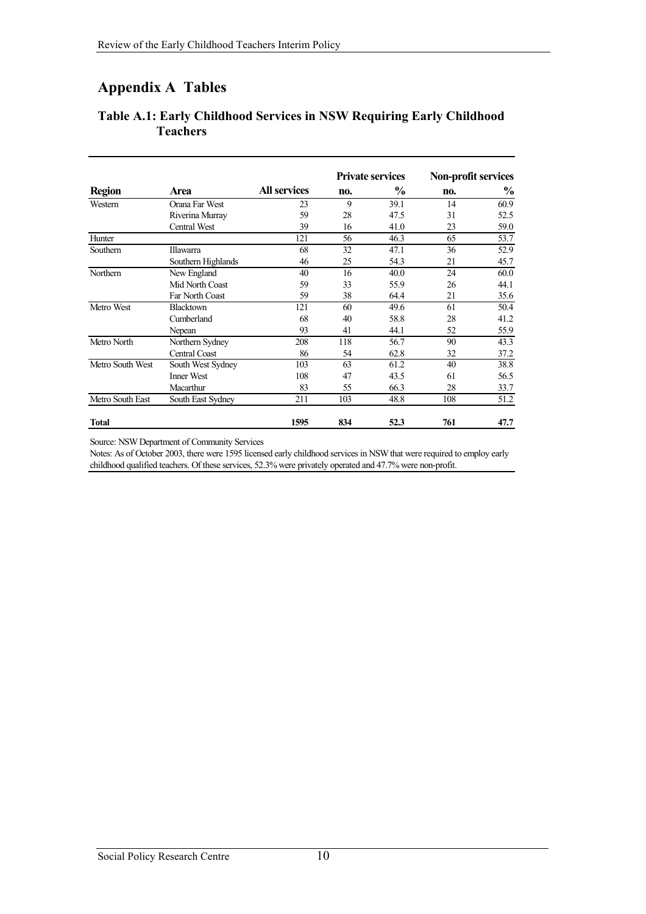# Appendix A Tables

### Table A.1: Early Childhood Services in NSW Requiring Early Childhood Teachers

| Region | Area | All services | Private services | | Non-profit services | |
|---|---|---|---|---|---|---|
| | | | no. | % | no. | % |
| Western | Orana Far West | 23 | 9 | 39.1 | 14 | 60.9 |
| | Riverina Murray | 59 | 28 | 47.5 | 31 | 52.5 |
| | Central West | 39 | 16 | 41.0 | 23 | 59.0 |
| Hunter | | 121 | 56 | 46.3 | 65 | 53.7 |
| Southern | Illawarra | 68 | 32 | 47.1 | 36 | 52.9 |
| | Southern Highlands | 46 | 25 | 54.3 | 21 | 45.7 |
| Northern | New England | 40 | 16 | 40.0 | 24 | 60.0 |
| | Mid North Coast | 59 | 33 | 55.9 | 26 | 44.1 |
| | Far North Coast | 59 | 38 | 64.4 | 21 | 35.6 |
| Metro West | Blacktown | 121 | 60 | 49.6 | 61 | 50.4 |
| | Cumberland | 68 | 40 | 58.8 | 28 | 41.2 |
| | Nepean | 93 | 41 | 44.1 | 52 | 55.9 |
| Metro North | Northern Sydney | 208 | 118 | 56.7 | 90 | 43.3 |
| | Central Coast | 86 | 54 | 62.8 | 32 | 37.2 |
| Metro South West | South West Sydney | 103 | 63 | 61.2 | 40 | 38.8 |
| | Inner West | 108 | 47 | 43.5 | 61 | 56.5 |
| | Macarthur | 83 | 55 | 66.3 | 28 | 33.7 |
| Metro South East | South East Sydney | 211 | 103 | 48.8 | 108 | 51.2 |
| **Total** | | **1595** | **834** | **52.3** | **761** | **47.7** |

Source: NSW Department of Community Services

Notes: As of October 2003, there were 1595 licensed early childhood services in NSW that were required to employ early childhood qualified teachers. Of these services, 52.3% were privately operated and 47.7% were non-profit.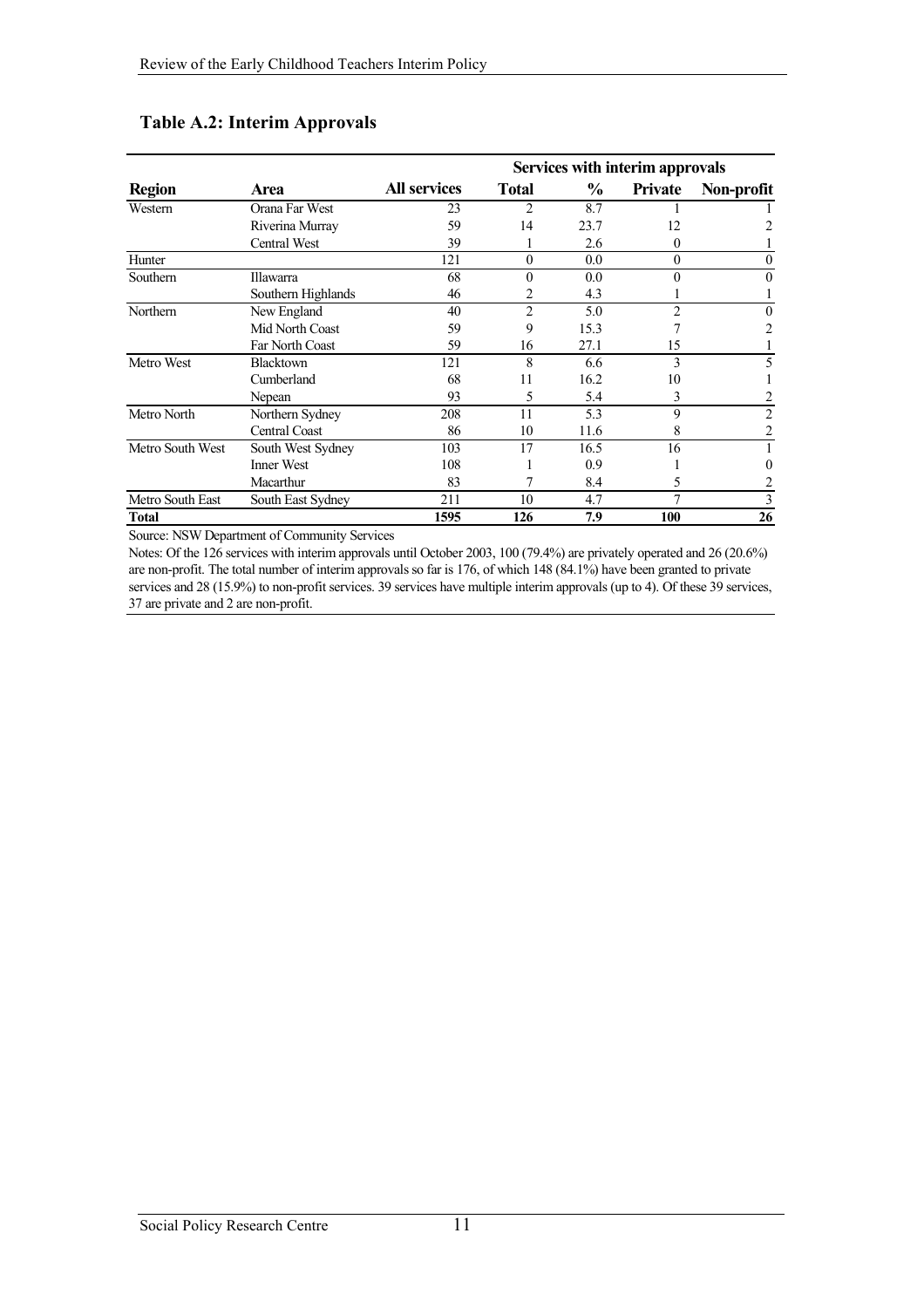### Table A.2: Interim Approvals

| Region | Area | All services | Services with interim approvals | | | |
|---|---|---|---|---|---|---|
| | | | **Total** | **%** | **Private** | **Non-profit** |
| Western | Orana Far West | 23 | 2 | 8.7 | 1 | 1 |
| | Riverina Murray | 59 | 14 | 23.7 | 12 | 2 |
| | Central West | 39 | 1 | 2.6 | 0 | 1 |
| Hunter | | 121 | 0 | 0.0 | 0 | 0 |
| Southern | Illawarra | 68 | 0 | 0.0 | 0 | 0 |
| | Southern Highlands | 46 | 2 | 4.3 | 1 | 1 |
| Northern | New England | 40 | 2 | 5.0 | 2 | 0 |
| | Mid North Coast | 59 | 9 | 15.3 | 7 | 2 |
| | Far North Coast | 59 | 16 | 27.1 | 15 | 1 |
| Metro West | Blacktown | 121 | 8 | 6.6 | 3 | 5 |
| | Cumberland | 68 | 11 | 16.2 | 10 | 1 |
| | Nepean | 93 | 5 | 5.4 | 3 | 2 |
| Metro North | Northern Sydney | 208 | 11 | 5.3 | 9 | 2 |
| | Central Coast | 86 | 10 | 11.6 | 8 | 2 |
| Metro South West | South West Sydney | 103 | 17 | 16.5 | 16 | 1 |
| | Inner West | 108 | 1 | 0.9 | 1 | 0 |
| | Macarthur | 83 | 7 | 8.4 | 5 | 2 |
| Metro South East | South East Sydney | 211 | 10 | 4.7 | 7 | 3 |
| **Total** | | **1595** | **126** | **7.9** | **100** | **26** |

Source: NSW Department of Community Services

Notes: Of the 126 services with interim approvals until October 2003, 100 (79.4%) are privately operated and 26 (20.6%) are non-profit. The total number of interim approvals so far is 176, of which 148 (84.1%) have been granted to private services and 28 (15.9%) to non-profit services. 39 services have multiple interim approvals (up to 4). Of these 39 services, 37 are private and 2 are non-profit.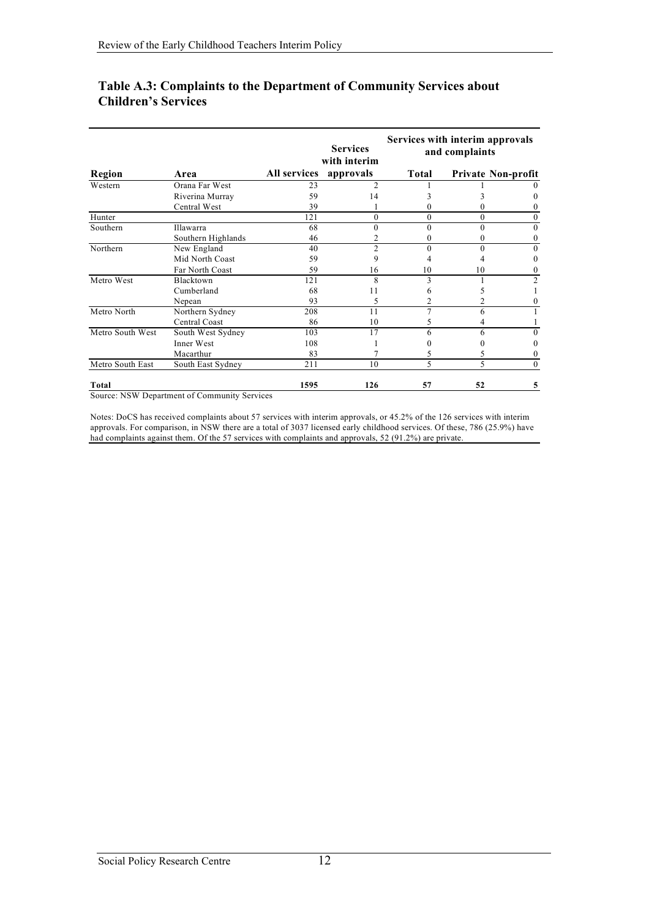### Table A.3: Complaints to the Department of Community Services about Children's Services

| Region | Area | All services | Services with interim approvals | Services with interim approvals and complaints | | |
|---|---|---|---|---|---|---|
| | | | | Total | Private | Non-profit |
| Western | Orana Far West | 23 | 2 | 1 | 1 | 0 |
| | Riverina Murray | 59 | 14 | 3 | 3 | 0 |
| | Central West | 39 | 1 | 0 | 0 | 0 |
| Hunter | | 121 | 0 | 0 | 0 | 0 |
| Southern | Illawarra | 68 | 0 | 0 | 0 | 0 |
| | Southern Highlands | 46 | 2 | 0 | 0 | 0 |
| Northern | New England | 40 | 2 | 0 | 0 | 0 |
| | Mid North Coast | 59 | 9 | 4 | 4 | 0 |
| | Far North Coast | 59 | 16 | 10 | 10 | 0 |
| Metro West | Blacktown | 121 | 8 | 3 | 1 | 2 |
| | Cumberland | 68 | 11 | 6 | 5 | 1 |
| | Nepean | 93 | 5 | 2 | 2 | 0 |
| Metro North | Northern Sydney | 208 | 11 | 7 | 6 | 1 |
| | Central Coast | 86 | 10 | 5 | 4 | 1 |
| Metro South West | South West Sydney | 103 | 17 | 6 | 6 | 0 |
| | Inner West | 108 | 1 | 0 | 0 | 0 |
| | Macarthur | 83 | 7 | 5 | 5 | 0 |
| Metro South East | South East Sydney | 211 | 10 | 5 | 5 | 0 |
| **Total** | | **1595** | **126** | **57** | **52** | **5** |

Source: NSW Department of Community Services

Notes: DoCS has received complaints about 57 services with interim approvals, or 45.2% of the 126 services with interim approvals. For comparison, in NSW there are a total of 3037 licensed early childhood services. Of these, 786 (25.9%) have had complaints against them. Of the 57 services with complaints and approvals, 52 (91.2%) are private.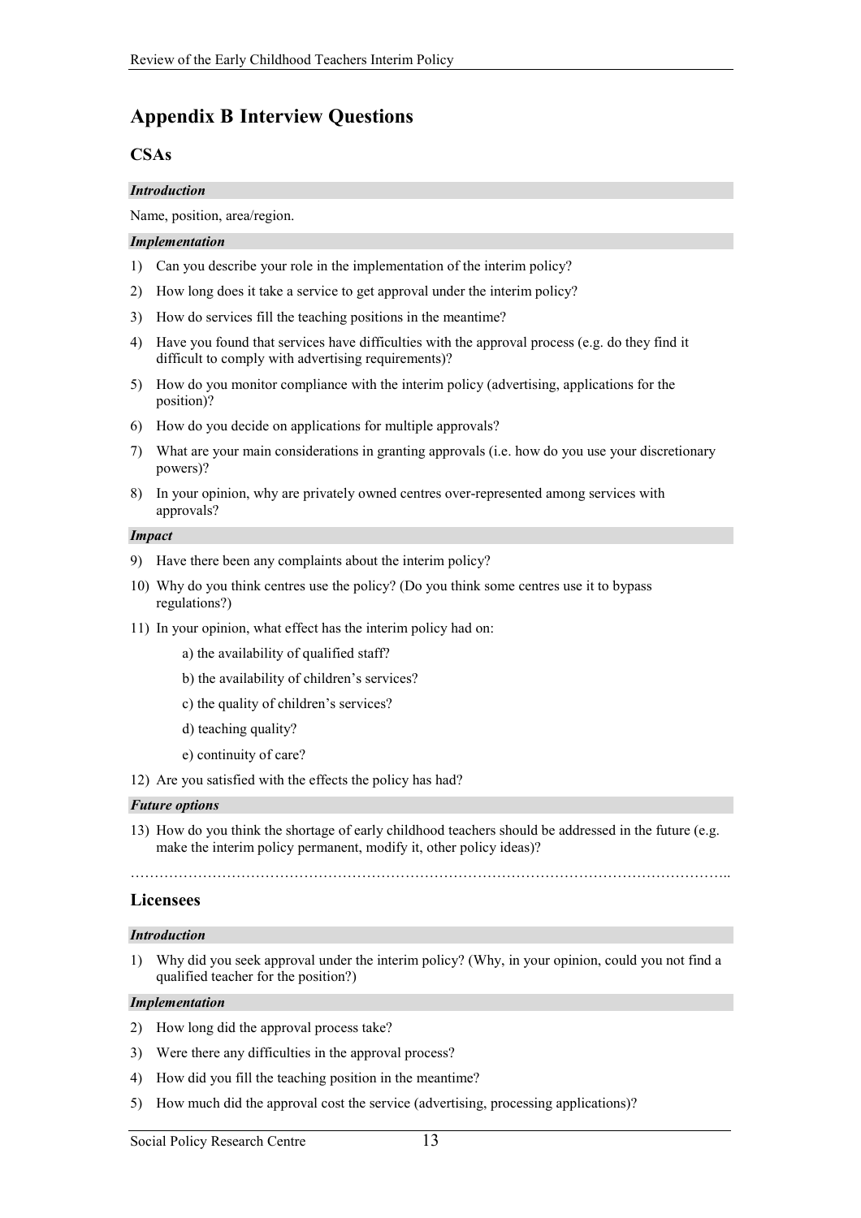# Appendix B Interview Questions

## CSAs

***Introduction***

Name, position, area/region.

***Implementation***

1) Can you describe your role in the implementation of the interim policy?
2) How long does it take a service to get approval under the interim policy?
3) How do services fill the teaching positions in the meantime?
4) Have you found that services have difficulties with the approval process (e.g. do they find it difficult to comply with advertising requirements)?
5) How do you monitor compliance with the interim policy (advertising, applications for the position)?
6) How do you decide on applications for multiple approvals?
7) What are your main considerations in granting approvals (i.e. how do you use your discretionary powers)?
8) In your opinion, why are privately owned centres over-represented among services with approvals?

***Impact***

9) Have there been any complaints about the interim policy?
10) Why do you think centres use the policy? (Do you think some centres use it to bypass regulations?)
11) In your opinion, what effect has the interim policy had on:

    a) the availability of qualified staff?

    b) the availability of children's services?

    c) the quality of children's services?

    d) teaching quality?

    e) continuity of care?

12) Are you satisfied with the effects the policy has had?

***Future options***

13) How do you think the shortage of early childhood teachers should be addressed in the future (e.g. make the interim policy permanent, modify it, other policy ideas)?

…………………………………………………………………………………………………………..

## Licensees

***Introduction***

1) Why did you seek approval under the interim policy? (Why, in your opinion, could you not find a qualified teacher for the position?)

***Implementation***

2) How long did the approval process take?
3) Were there any difficulties in the approval process?
4) How did you fill the teaching position in the meantime?
5) How much did the approval cost the service (advertising, processing applications)?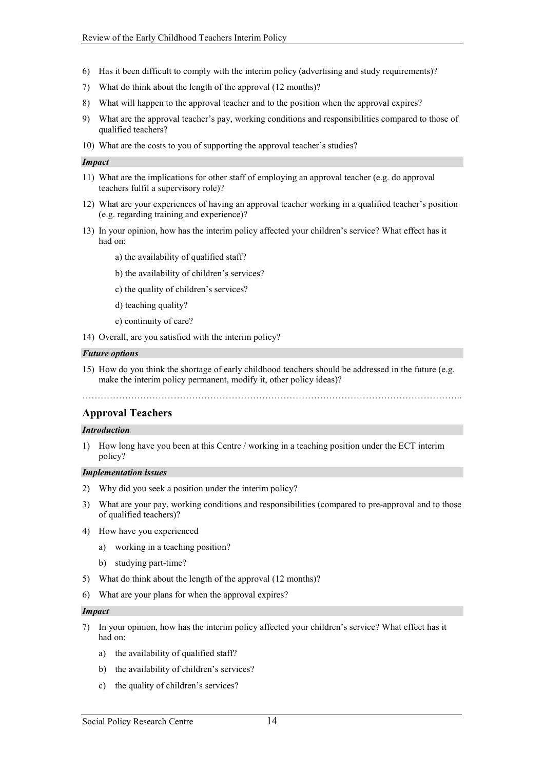6) Has it been difficult to comply with the interim policy (advertising and study requirements)?
7) What do think about the length of the approval (12 months)?
8) What will happen to the approval teacher and to the position when the approval expires?
9) What are the approval teacher's pay, working conditions and responsibilities compared to those of qualified teachers?
10) What are the costs to you of supporting the approval teacher's studies?

***Impact***

11) What are the implications for other staff of employing an approval teacher (e.g. do approval teachers fulfil a supervisory role)?
12) What are your experiences of having an approval teacher working in a qualified teacher's position (e.g. regarding training and experience)?
13) In your opinion, how has the interim policy affected your children's service? What effect has it had on:
    a) the availability of qualified staff?
    b) the availability of children's services?
    c) the quality of children's services?
    d) teaching quality?
    e) continuity of care?
14) Overall, are you satisfied with the interim policy?

***Future options***

15) How do you think the shortage of early childhood teachers should be addressed in the future (e.g. make the interim policy permanent, modify it, other policy ideas)?

…………………………………………………………………………………………………………..

## Approval Teachers

***Introduction***

1) How long have you been at this Centre / working in a teaching position under the ECT interim policy?

***Implementation issues***

2) Why did you seek a position under the interim policy?
3) What are your pay, working conditions and responsibilities (compared to pre-approval and to those of qualified teachers)?
4) How have you experienced
    a) working in a teaching position?
    b) studying part-time?
5) What do think about the length of the approval (12 months)?
6) What are your plans for when the approval expires?

***Impact***

7) In your opinion, how has the interim policy affected your children's service? What effect has it had on:
    a) the availability of qualified staff?
    b) the availability of children's services?
    c) the quality of children's services?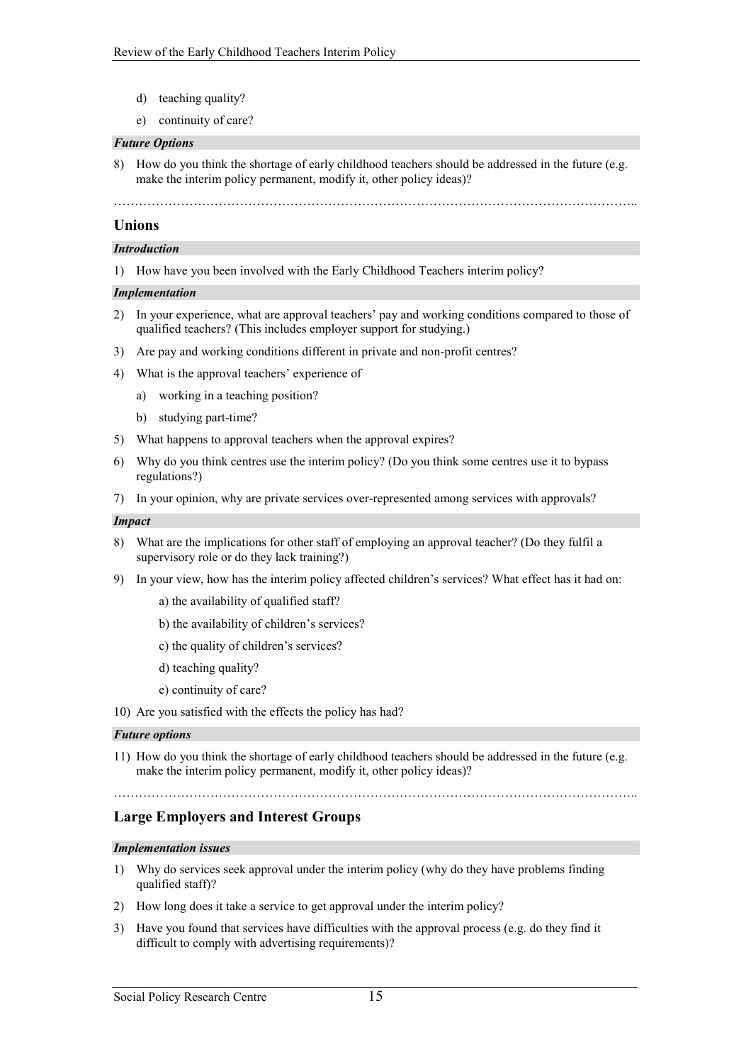d) teaching quality?

e) continuity of care?

***Future Options***

8) How do you think the shortage of early childhood teachers should be addressed in the future (e.g. make the interim policy permanent, modify it, other policy ideas)?

…………………………………………………………………………………………………………..

## Unions

***Introduction***

1) How have you been involved with the Early Childhood Teachers interim policy?

***Implementation***

2) In your experience, what are approval teachers' pay and working conditions compared to those of qualified teachers? (This includes employer support for studying.)

3) Are pay and working conditions different in private and non-profit centres?

4) What is the approval teachers' experience of

   a) working in a teaching position?

   b) studying part-time?

5) What happens to approval teachers when the approval expires?

6) Why do you think centres use the interim policy? (Do you think some centres use it to bypass regulations?)

7) In your opinion, why are private services over-represented among services with approvals?

***Impact***

8) What are the implications for other staff of employing an approval teacher? (Do they fulfil a supervisory role or do they lack training?)

9) In your view, how has the interim policy affected children's services? What effect has it had on:

   a) the availability of qualified staff?

   b) the availability of children's services?

   c) the quality of children's services?

   d) teaching quality?

   e) continuity of care?

10) Are you satisfied with the effects the policy has had?

***Future options***

11) How do you think the shortage of early childhood teachers should be addressed in the future (e.g. make the interim policy permanent, modify it, other policy ideas)?

…………………………………………………………………………………………………………..

## Large Employers and Interest Groups

***Implementation issues***

1) Why do services seek approval under the interim policy (why do they have problems finding qualified staff)?

2) How long does it take a service to get approval under the interim policy?

3) Have you found that services have difficulties with the approval process (e.g. do they find it difficult to comply with advertising requirements)?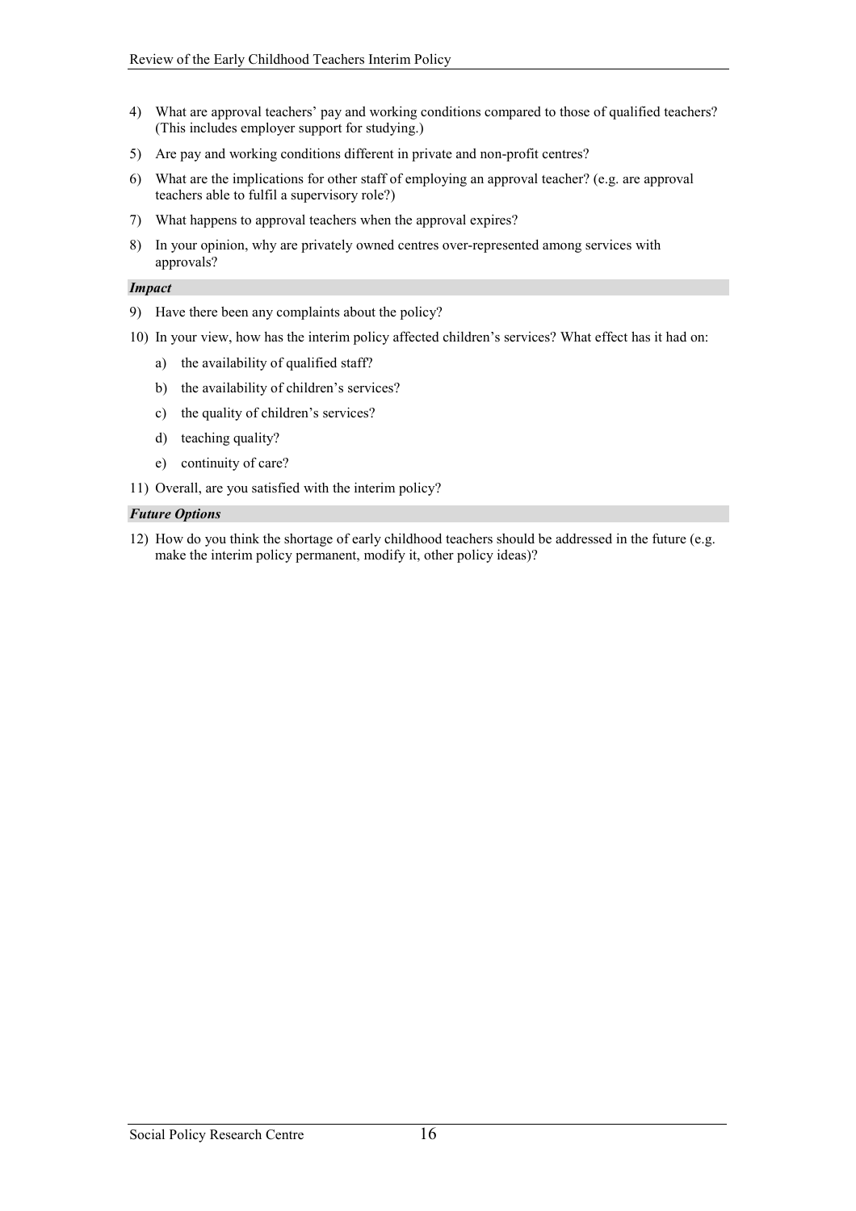4) What are approval teachers' pay and working conditions compared to those of qualified teachers? (This includes employer support for studying.)

5) Are pay and working conditions different in private and non-profit centres?

6) What are the implications for other staff of employing an approval teacher? (e.g. are approval teachers able to fulfil a supervisory role?)

7) What happens to approval teachers when the approval expires?

8) In your opinion, why are privately owned centres over-represented among services with approvals?

***Impact***

9) Have there been any complaints about the policy?

10) In your view, how has the interim policy affected children's services? What effect has it had on:

    a) the availability of qualified staff?

    b) the availability of children's services?

    c) the quality of children's services?

    d) teaching quality?

    e) continuity of care?

11) Overall, are you satisfied with the interim policy?

***Future Options***

12) How do you think the shortage of early childhood teachers should be addressed in the future (e.g. make the interim policy permanent, modify it, other policy ideas)?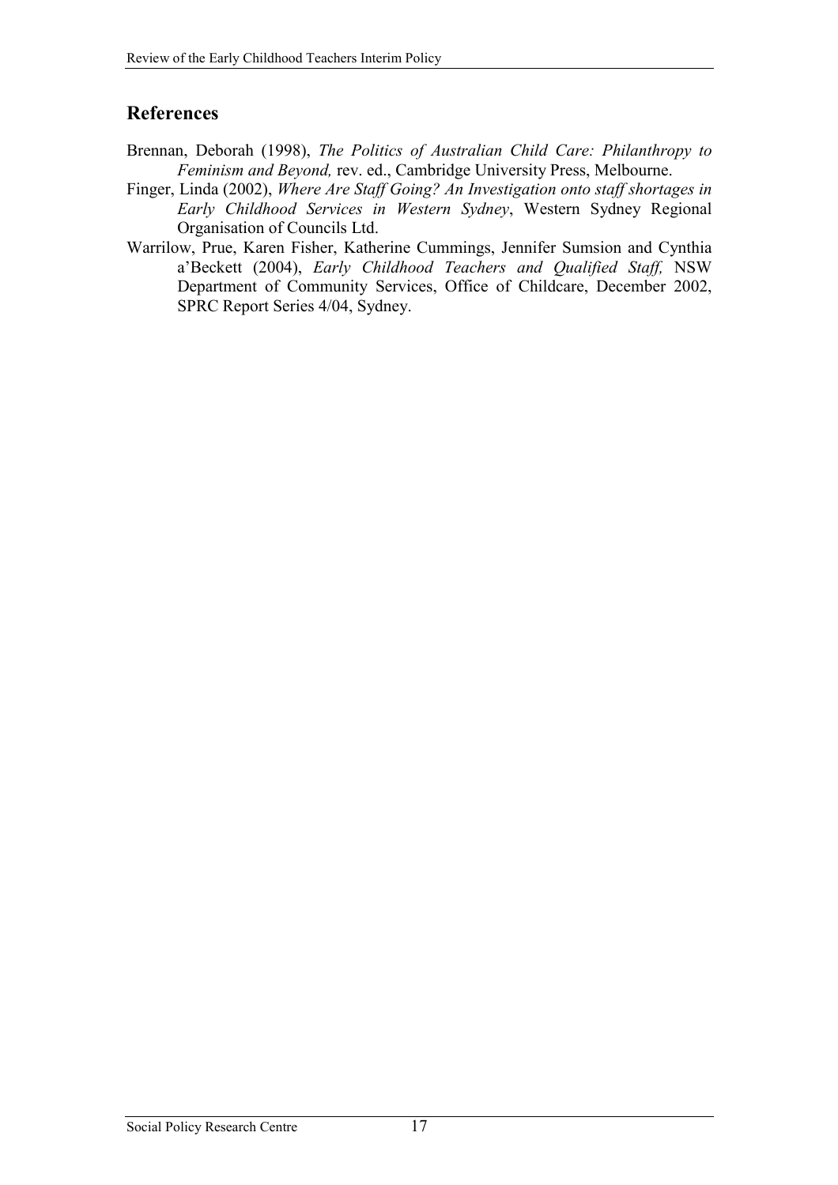## References

Brennan, Deborah (1998), *The Politics of Australian Child Care: Philanthropy to Feminism and Beyond,* rev. ed., Cambridge University Press, Melbourne.

Finger, Linda (2002), *Where Are Staff Going? An Investigation onto staff shortages in Early Childhood Services in Western Sydney*, Western Sydney Regional Organisation of Councils Ltd.

Warrilow, Prue, Karen Fisher, Katherine Cummings, Jennifer Sumsion and Cynthia a'Beckett (2004), *Early Childhood Teachers and Qualified Staff,* NSW Department of Community Services, Office of Childcare, December 2002, SPRC Report Series 4/04, Sydney.